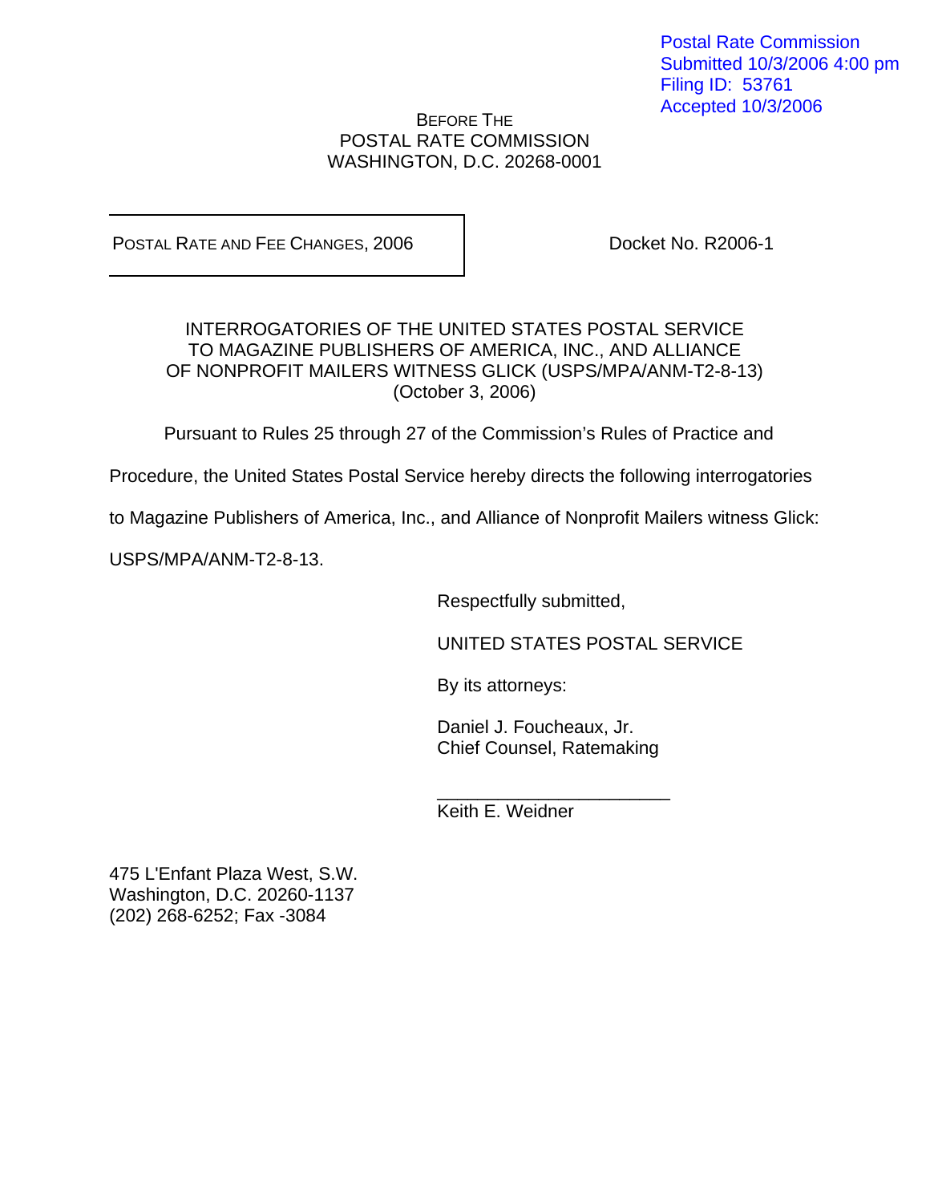Postal Rate Commission
Submitted 10/3/2006 4:00 pm
Filing ID: 53761
Accepted 10/3/2006

BEFORE THE
POSTAL RATE COMMISSION
WASHINGTON, D.C. 20268-0001

| POSTAL RATE AND FEE CHANGES, 2006 | Docket No. R2006-1 |
|---|---|

INTERROGATORIES OF THE UNITED STATES POSTAL SERVICE
TO MAGAZINE PUBLISHERS OF AMERICA, INC., AND ALLIANCE
OF NONPROFIT MAILERS WITNESS GLICK (USPS/MPA/ANM-T2-8-13)
(October 3, 2006)

Pursuant to Rules 25 through 27 of the Commission's Rules of Practice and Procedure, the United States Postal Service hereby directs the following interrogatories to Magazine Publishers of America, Inc., and Alliance of Nonprofit Mailers witness Glick: USPS/MPA/ANM-T2-8-13.

Respectfully submitted,

UNITED STATES POSTAL SERVICE

By its attorneys:

Daniel J. Foucheaux, Jr.
Chief Counsel, Ratemaking

______________________
Keith E. Weidner

475 L'Enfant Plaza West, S.W.
Washington, D.C. 20260-1137
(202) 268-6252; Fax -3084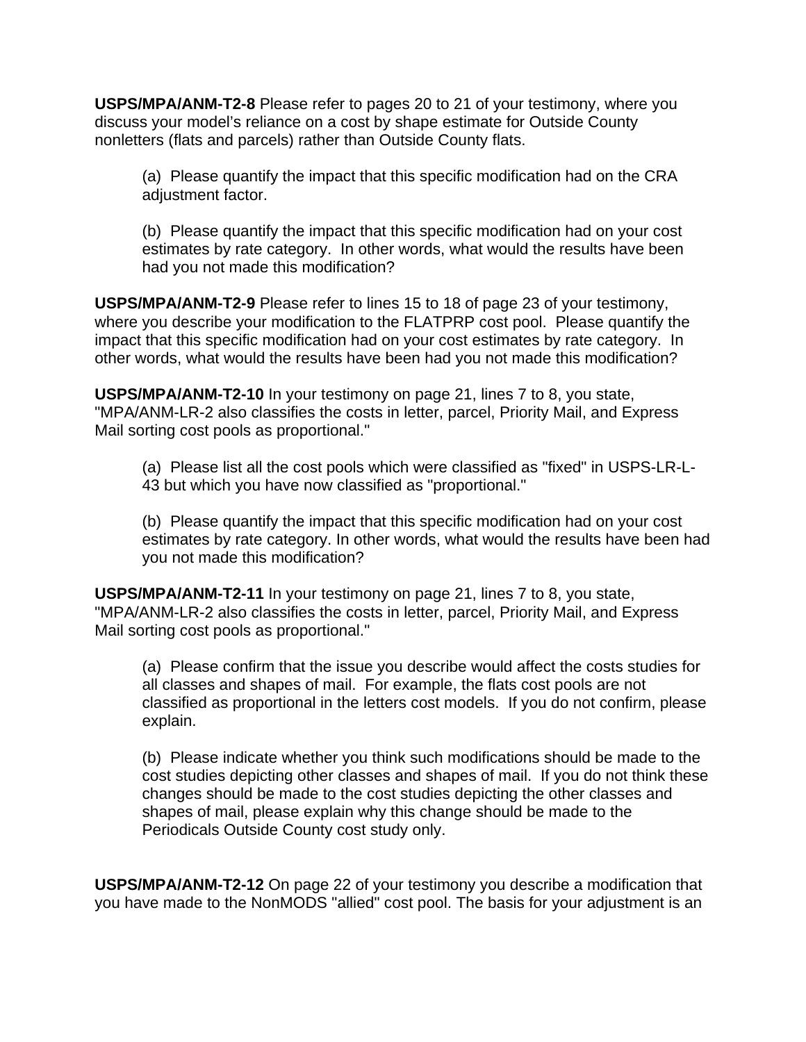**USPS/MPA/ANM-T2-8** Please refer to pages 20 to 21 of your testimony, where you discuss your model's reliance on a cost by shape estimate for Outside County nonletters (flats and parcels) rather than Outside County flats.

(a) Please quantify the impact that this specific modification had on the CRA adjustment factor.

(b) Please quantify the impact that this specific modification had on your cost estimates by rate category. In other words, what would the results have been had you not made this modification?

**USPS/MPA/ANM-T2-9** Please refer to lines 15 to 18 of page 23 of your testimony, where you describe your modification to the FLATPRP cost pool. Please quantify the impact that this specific modification had on your cost estimates by rate category. In other words, what would the results have been had you not made this modification?

**USPS/MPA/ANM-T2-10** In your testimony on page 21, lines 7 to 8, you state, "MPA/ANM-LR-2 also classifies the costs in letter, parcel, Priority Mail, and Express Mail sorting cost pools as proportional."

(a) Please list all the cost pools which were classified as "fixed" in USPS-LR-L-43 but which you have now classified as "proportional."

(b) Please quantify the impact that this specific modification had on your cost estimates by rate category. In other words, what would the results have been had you not made this modification?

**USPS/MPA/ANM-T2-11** In your testimony on page 21, lines 7 to 8, you state, "MPA/ANM-LR-2 also classifies the costs in letter, parcel, Priority Mail, and Express Mail sorting cost pools as proportional."

(a) Please confirm that the issue you describe would affect the costs studies for all classes and shapes of mail. For example, the flats cost pools are not classified as proportional in the letters cost models. If you do not confirm, please explain.

(b) Please indicate whether you think such modifications should be made to the cost studies depicting other classes and shapes of mail. If you do not think these changes should be made to the cost studies depicting the other classes and shapes of mail, please explain why this change should be made to the Periodicals Outside County cost study only.

**USPS/MPA/ANM-T2-12** On page 22 of your testimony you describe a modification that you have made to the NonMODS "allied" cost pool. The basis for your adjustment is an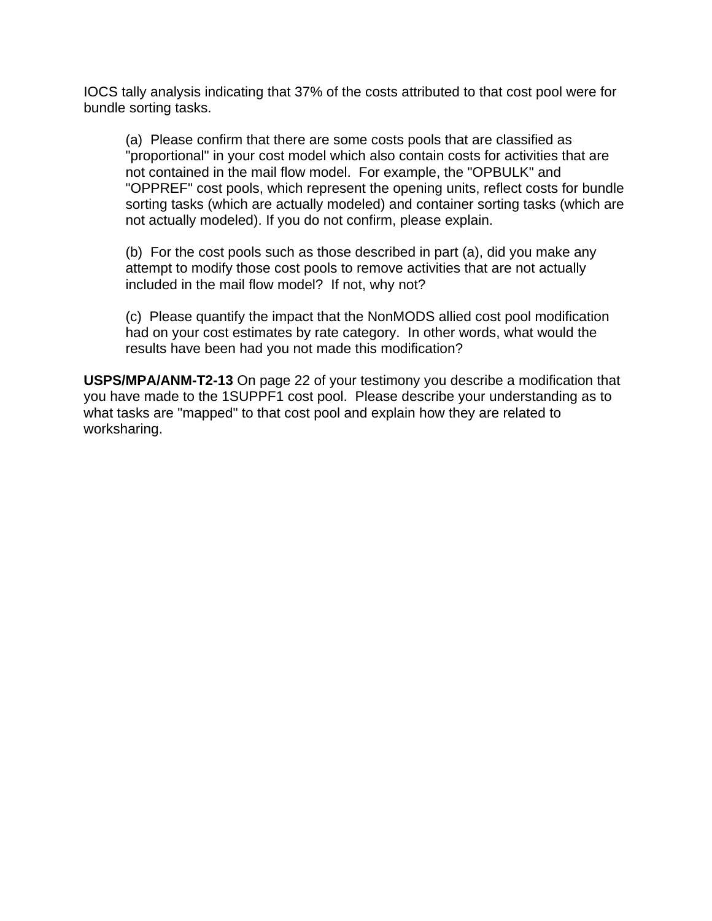IOCS tally analysis indicating that 37% of the costs attributed to that cost pool were for bundle sorting tasks.

> (a) Please confirm that there are some costs pools that are classified as "proportional" in your cost model which also contain costs for activities that are not contained in the mail flow model. For example, the "OPBULK" and "OPPREF" cost pools, which represent the opening units, reflect costs for bundle sorting tasks (which are actually modeled) and container sorting tasks (which are not actually modeled). If you do not confirm, please explain.
>
> (b) For the cost pools such as those described in part (a), did you make any attempt to modify those cost pools to remove activities that are not actually included in the mail flow model? If not, why not?
>
> (c) Please quantify the impact that the NonMODS allied cost pool modification had on your cost estimates by rate category. In other words, what would the results have been had you not made this modification?

**USPS/MPA/ANM-T2-13** On page 22 of your testimony you describe a modification that you have made to the 1SUPPF1 cost pool. Please describe your understanding as to what tasks are "mapped" to that cost pool and explain how they are related to worksharing.